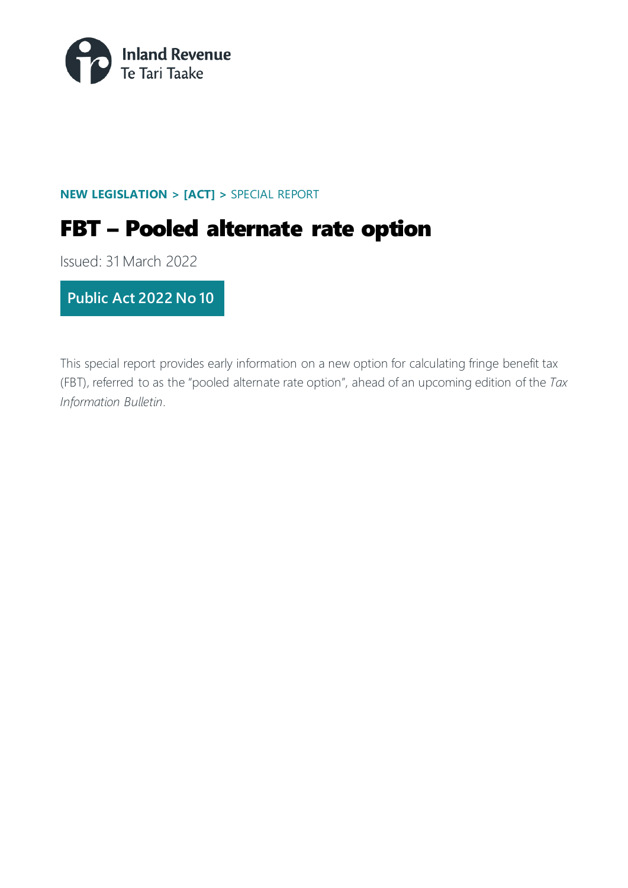Inland Revenue
Te Tari Taake

**NEW LEGISLATION > [ACT] >** SPECIAL REPORT

# FBT – Pooled alternate rate option

Issued: 31 March 2022

**Public Act 2022 No 10**

This special report provides early information on a new option for calculating fringe benefit tax (FBT), referred to as the "pooled alternate rate option", ahead of an upcoming edition of the *Tax Information Bulletin*.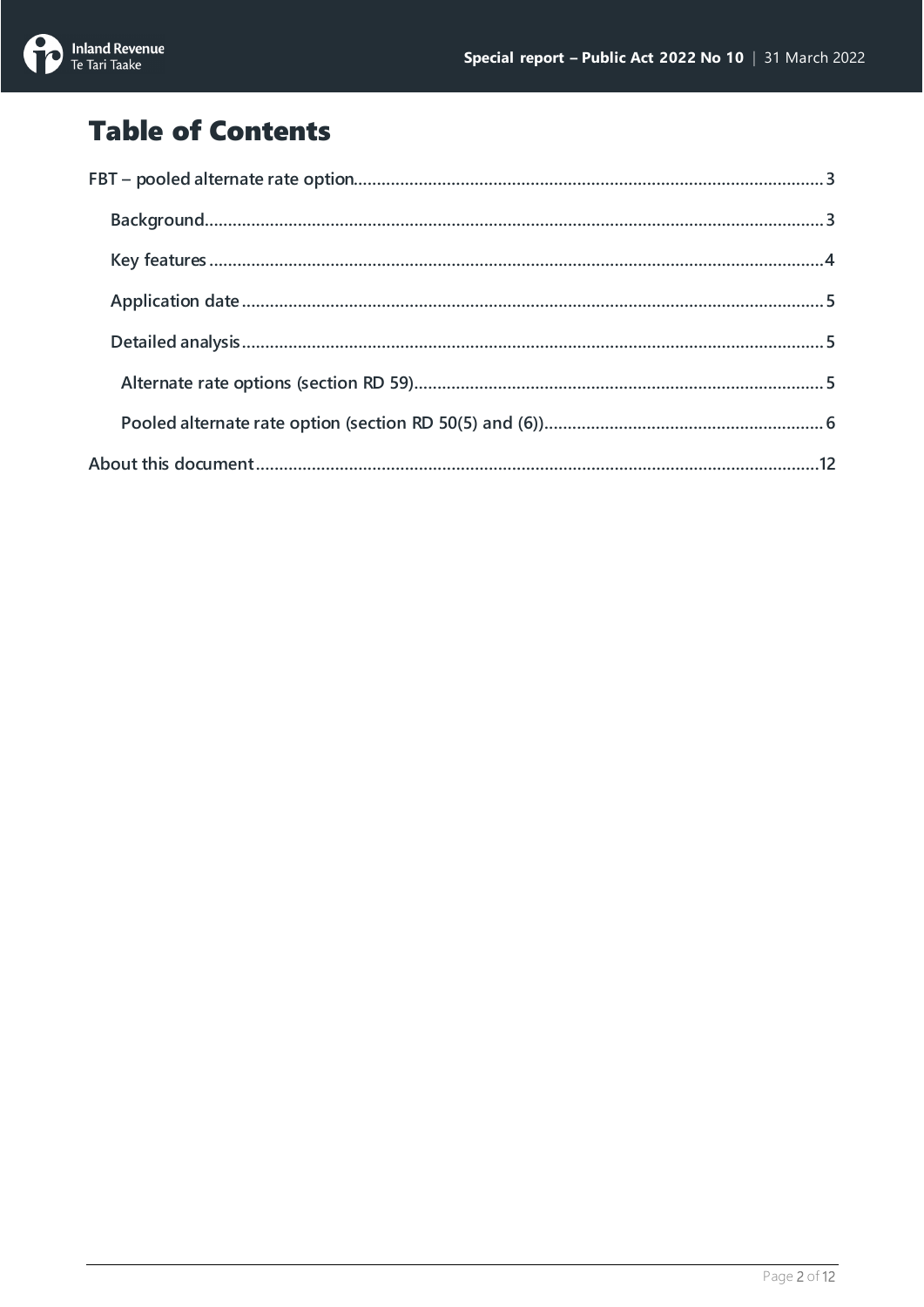# Table of Contents

FBT – pooled alternate rate option....................................................................................................3

- Background....................................................................................................................................3
- Key features...................................................................................................................................4
- Application date............................................................................................................................5
- Detailed analysis............................................................................................................................5
  - Alternate rate options (section RD 59).......................................................................................5
  - Pooled alternate rate option (section RD 50(5) and (6))............................................................6

About this document........................................................................................................................12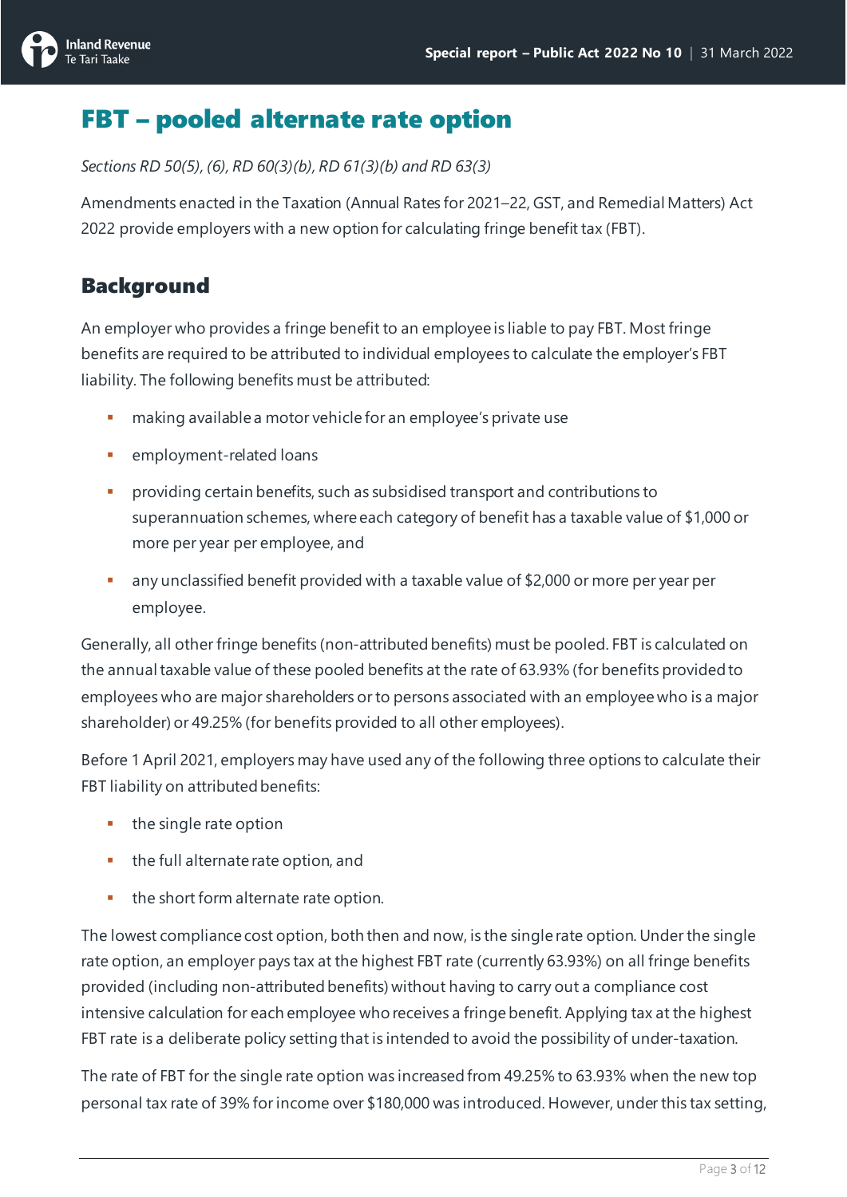# FBT – pooled alternate rate option

*Sections RD 50(5), (6), RD 60(3)(b), RD 61(3)(b) and RD 63(3)*

Amendments enacted in the Taxation (Annual Rates for 2021–22, GST, and Remedial Matters) Act 2022 provide employers with a new option for calculating fringe benefit tax (FBT).

## Background

An employer who provides a fringe benefit to an employee is liable to pay FBT. Most fringe benefits are required to be attributed to individual employees to calculate the employer's FBT liability. The following benefits must be attributed:

- making available a motor vehicle for an employee's private use
- employment-related loans
- providing certain benefits, such as subsidised transport and contributions to superannuation schemes, where each category of benefit has a taxable value of $1,000 or more per year per employee, and
- any unclassified benefit provided with a taxable value of $2,000 or more per year per employee.

Generally, all other fringe benefits (non-attributed benefits) must be pooled. FBT is calculated on the annual taxable value of these pooled benefits at the rate of 63.93% (for benefits provided to employees who are major shareholders or to persons associated with an employee who is a major shareholder) or 49.25% (for benefits provided to all other employees).

Before 1 April 2021, employers may have used any of the following three options to calculate their FBT liability on attributed benefits:

- the single rate option
- the full alternate rate option, and
- the short form alternate rate option.

The lowest compliance cost option, both then and now, is the single rate option. Under the single rate option, an employer pays tax at the highest FBT rate (currently 63.93%) on all fringe benefits provided (including non-attributed benefits) without having to carry out a compliance cost intensive calculation for each employee who receives a fringe benefit. Applying tax at the highest FBT rate is a deliberate policy setting that is intended to avoid the possibility of under-taxation.

The rate of FBT for the single rate option was increased from 49.25% to 63.93% when the new top personal tax rate of 39% for income over $180,000 was introduced. However, under this tax setting,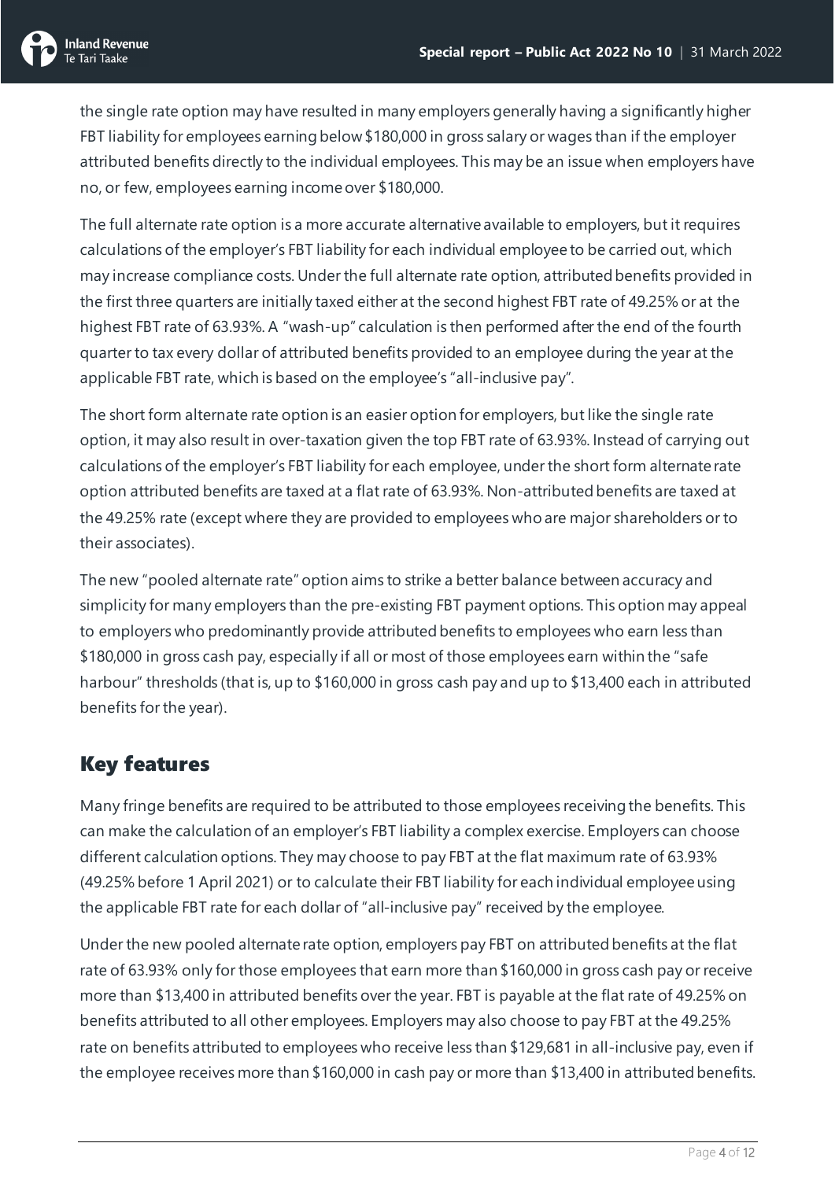the single rate option may have resulted in many employers generally having a significantly higher FBT liability for employees earning below $180,000 in gross salary or wages than if the employer attributed benefits directly to the individual employees. This may be an issue when employers have no, or few, employees earning income over $180,000.

The full alternate rate option is a more accurate alternative available to employers, but it requires calculations of the employer's FBT liability for each individual employee to be carried out, which may increase compliance costs. Under the full alternate rate option, attributed benefits provided in the first three quarters are initially taxed either at the second highest FBT rate of 49.25% or at the highest FBT rate of 63.93%. A "wash-up" calculation is then performed after the end of the fourth quarter to tax every dollar of attributed benefits provided to an employee during the year at the applicable FBT rate, which is based on the employee's "all-inclusive pay".

The short form alternate rate option is an easier option for employers, but like the single rate option, it may also result in over-taxation given the top FBT rate of 63.93%. Instead of carrying out calculations of the employer's FBT liability for each employee, under the short form alternate rate option attributed benefits are taxed at a flat rate of 63.93%. Non-attributed benefits are taxed at the 49.25% rate (except where they are provided to employees who are major shareholders or to their associates).

The new "pooled alternate rate" option aims to strike a better balance between accuracy and simplicity for many employers than the pre-existing FBT payment options. This option may appeal to employers who predominantly provide attributed benefits to employees who earn less than $180,000 in gross cash pay, especially if all or most of those employees earn within the "safe harbour" thresholds (that is, up to $160,000 in gross cash pay and up to $13,400 each in attributed benefits for the year).

## Key features

Many fringe benefits are required to be attributed to those employees receiving the benefits. This can make the calculation of an employer's FBT liability a complex exercise. Employers can choose different calculation options. They may choose to pay FBT at the flat maximum rate of 63.93% (49.25% before 1 April 2021) or to calculate their FBT liability for each individual employee using the applicable FBT rate for each dollar of "all-inclusive pay" received by the employee.

Under the new pooled alternate rate option, employers pay FBT on attributed benefits at the flat rate of 63.93% only for those employees that earn more than $160,000 in gross cash pay or receive more than $13,400 in attributed benefits over the year. FBT is payable at the flat rate of 49.25% on benefits attributed to all other employees. Employers may also choose to pay FBT at the 49.25% rate on benefits attributed to employees who receive less than $129,681 in all-inclusive pay, even if the employee receives more than $160,000 in cash pay or more than $13,400 in attributed benefits.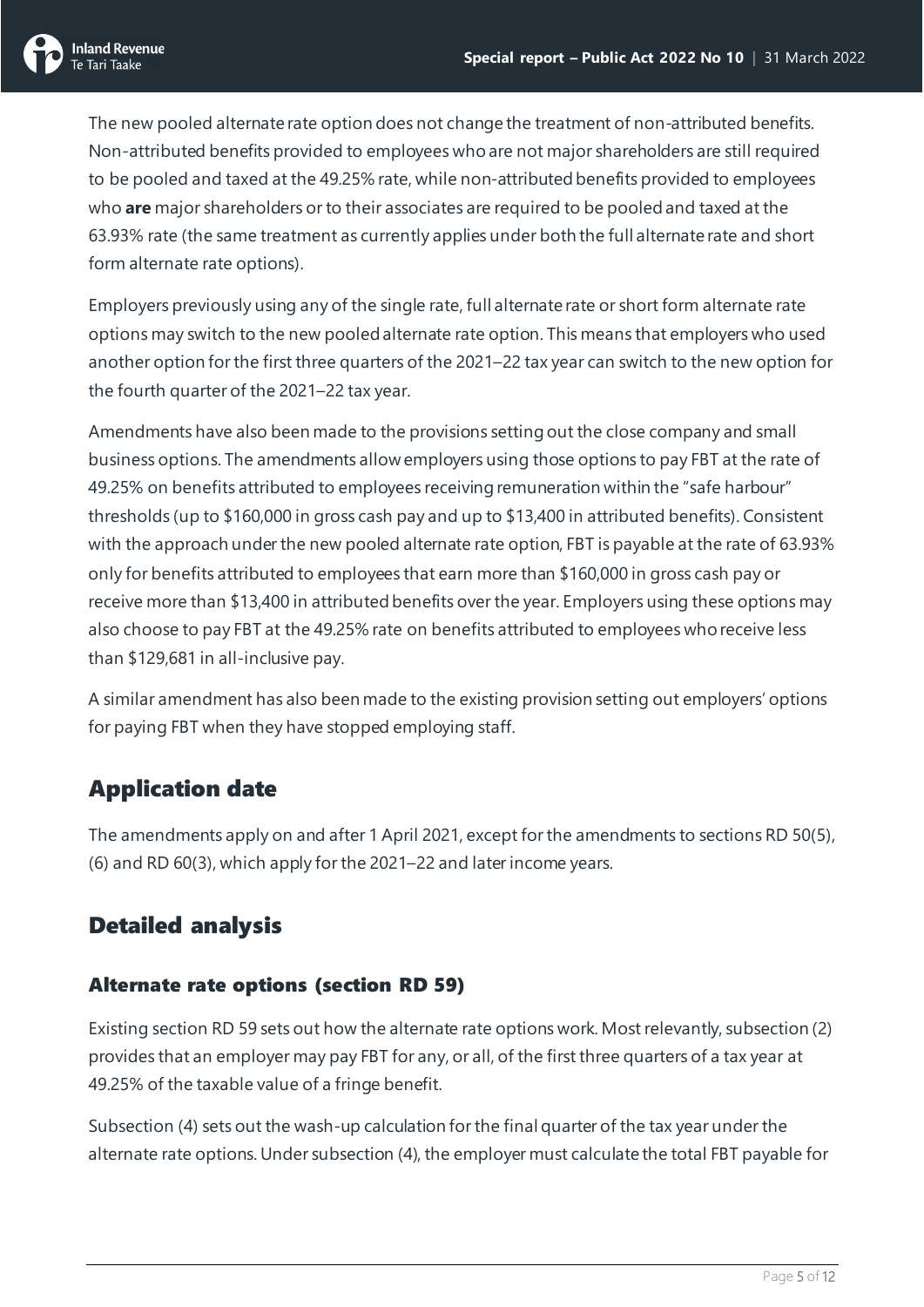The new pooled alternate rate option does not change the treatment of non-attributed benefits. Non-attributed benefits provided to employees who are not major shareholders are still required to be pooled and taxed at the 49.25% rate, while non-attributed benefits provided to employees who **are** major shareholders or to their associates are required to be pooled and taxed at the 63.93% rate (the same treatment as currently applies under both the full alternate rate and short form alternate rate options).

Employers previously using any of the single rate, full alternate rate or short form alternate rate options may switch to the new pooled alternate rate option. This means that employers who used another option for the first three quarters of the 2021–22 tax year can switch to the new option for the fourth quarter of the 2021–22 tax year.

Amendments have also been made to the provisions setting out the close company and small business options. The amendments allow employers using those options to pay FBT at the rate of 49.25% on benefits attributed to employees receiving remuneration within the "safe harbour" thresholds (up to $160,000 in gross cash pay and up to $13,400 in attributed benefits). Consistent with the approach under the new pooled alternate rate option, FBT is payable at the rate of 63.93% only for benefits attributed to employees that earn more than $160,000 in gross cash pay or receive more than $13,400 in attributed benefits over the year. Employers using these options may also choose to pay FBT at the 49.25% rate on benefits attributed to employees who receive less than $129,681 in all-inclusive pay.

A similar amendment has also been made to the existing provision setting out employers' options for paying FBT when they have stopped employing staff.

## Application date

The amendments apply on and after 1 April 2021, except for the amendments to sections RD 50(5), (6) and RD 60(3), which apply for the 2021–22 and later income years.

## Detailed analysis

### Alternate rate options (section RD 59)

Existing section RD 59 sets out how the alternate rate options work. Most relevantly, subsection (2) provides that an employer may pay FBT for any, or all, of the first three quarters of a tax year at 49.25% of the taxable value of a fringe benefit.

Subsection (4) sets out the wash-up calculation for the final quarter of the tax year under the alternate rate options. Under subsection (4), the employer must calculate the total FBT payable for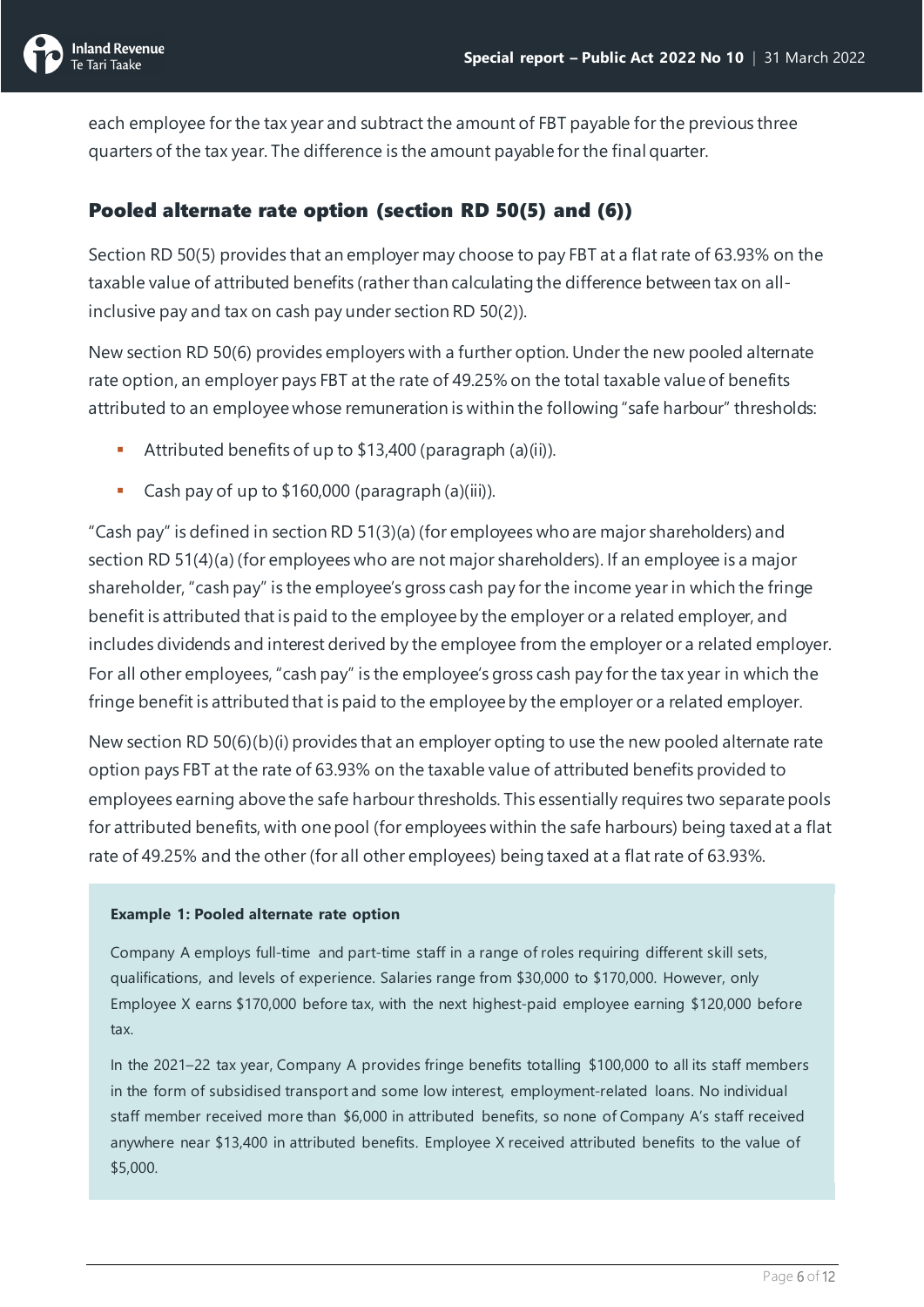each employee for the tax year and subtract the amount of FBT payable for the previous three quarters of the tax year. The difference is the amount payable for the final quarter.

## Pooled alternate rate option (section RD 50(5) and (6))

Section RD 50(5) provides that an employer may choose to pay FBT at a flat rate of 63.93% on the taxable value of attributed benefits (rather than calculating the difference between tax on all-inclusive pay and tax on cash pay under section RD 50(2)).

New section RD 50(6) provides employers with a further option. Under the new pooled alternate rate option, an employer pays FBT at the rate of 49.25% on the total taxable value of benefits attributed to an employee whose remuneration is within the following "safe harbour" thresholds:

- Attributed benefits of up to $13,400 (paragraph (a)(ii)).
- Cash pay of up to $160,000 (paragraph (a)(iii)).

"Cash pay" is defined in section RD 51(3)(a) (for employees who are major shareholders) and section RD 51(4)(a) (for employees who are not major shareholders). If an employee is a major shareholder, "cash pay" is the employee's gross cash pay for the income year in which the fringe benefit is attributed that is paid to the employee by the employer or a related employer, and includes dividends and interest derived by the employee from the employer or a related employer. For all other employees, "cash pay" is the employee's gross cash pay for the tax year in which the fringe benefit is attributed that is paid to the employee by the employer or a related employer.

New section RD 50(6)(b)(i) provides that an employer opting to use the new pooled alternate rate option pays FBT at the rate of 63.93% on the taxable value of attributed benefits provided to employees earning above the safe harbour thresholds. This essentially requires two separate pools for attributed benefits, with one pool (for employees within the safe harbours) being taxed at a flat rate of 49.25% and the other (for all other employees) being taxed at a flat rate of 63.93%.

**Example 1: Pooled alternate rate option**

Company A employs full-time and part-time staff in a range of roles requiring different skill sets, qualifications, and levels of experience. Salaries range from $30,000 to $170,000. However, only Employee X earns $170,000 before tax, with the next highest-paid employee earning $120,000 before tax.

In the 2021–22 tax year, Company A provides fringe benefits totalling $100,000 to all its staff members in the form of subsidised transport and some low interest, employment-related loans. No individual staff member received more than $6,000 in attributed benefits, so none of Company A's staff received anywhere near $13,400 in attributed benefits. Employee X received attributed benefits to the value of $5,000.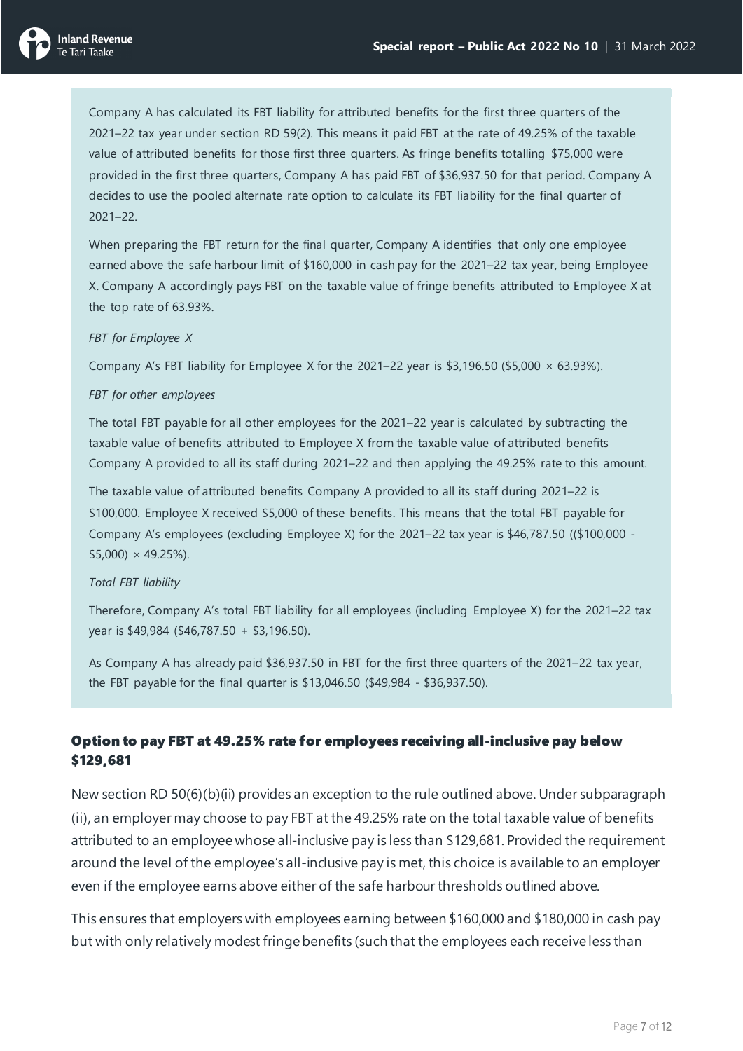Company A has calculated its FBT liability for attributed benefits for the first three quarters of the 2021–22 tax year under section RD 59(2). This means it paid FBT at the rate of 49.25% of the taxable value of attributed benefits for those first three quarters. As fringe benefits totalling $75,000 were provided in the first three quarters, Company A has paid FBT of $36,937.50 for that period. Company A decides to use the pooled alternate rate option to calculate its FBT liability for the final quarter of 2021–22.

When preparing the FBT return for the final quarter, Company A identifies that only one employee earned above the safe harbour limit of $160,000 in cash pay for the 2021–22 tax year, being Employee X. Company A accordingly pays FBT on the taxable value of fringe benefits attributed to Employee X at the top rate of 63.93%.

*FBT for Employee X*

Company A's FBT liability for Employee X for the 2021–22 year is $3,196.50 ($5,000 × 63.93%).

*FBT for other employees*

The total FBT payable for all other employees for the 2021–22 year is calculated by subtracting the taxable value of benefits attributed to Employee X from the taxable value of attributed benefits Company A provided to all its staff during 2021–22 and then applying the 49.25% rate to this amount.

The taxable value of attributed benefits Company A provided to all its staff during 2021–22 is $100,000. Employee X received $5,000 of these benefits. This means that the total FBT payable for Company A's employees (excluding Employee X) for the 2021–22 tax year is $46,787.50 (($100,000 - $5,000) × 49.25%).

*Total FBT liability*

Therefore, Company A's total FBT liability for all employees (including Employee X) for the 2021–22 tax year is $49,984 ($46,787.50 + $3,196.50).

As Company A has already paid $36,937.50 in FBT for the first three quarters of the 2021–22 tax year, the FBT payable for the final quarter is $13,046.50 ($49,984 - $36,937.50).

## Option to pay FBT at 49.25% rate for employees receiving all-inclusive pay below $129,681

New section RD 50(6)(b)(ii) provides an exception to the rule outlined above. Under subparagraph (ii), an employer may choose to pay FBT at the 49.25% rate on the total taxable value of benefits attributed to an employee whose all-inclusive pay is less than $129,681. Provided the requirement around the level of the employee's all-inclusive pay is met, this choice is available to an employer even if the employee earns above either of the safe harbour thresholds outlined above.

This ensures that employers with employees earning between $160,000 and $180,000 in cash pay but with only relatively modest fringe benefits (such that the employees each receive less than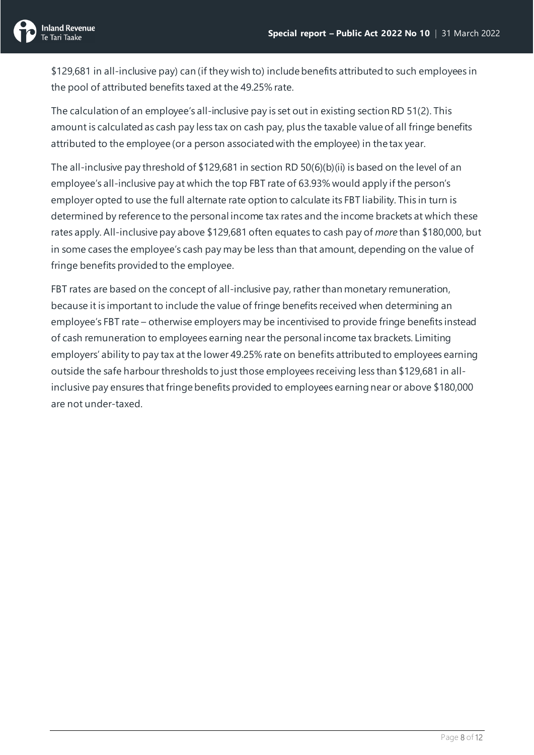$129,681 in all-inclusive pay) can (if they wish to) include benefits attributed to such employees in the pool of attributed benefits taxed at the 49.25% rate.

The calculation of an employee's all-inclusive pay is set out in existing section RD 51(2). This amount is calculated as cash pay less tax on cash pay, plus the taxable value of all fringe benefits attributed to the employee (or a person associated with the employee) in the tax year.

The all-inclusive pay threshold of $129,681 in section RD 50(6)(b)(ii) is based on the level of an employee's all-inclusive pay at which the top FBT rate of 63.93% would apply if the person's employer opted to use the full alternate rate option to calculate its FBT liability. This in turn is determined by reference to the personal income tax rates and the income brackets at which these rates apply. All-inclusive pay above $129,681 often equates to cash pay of *more* than $180,000, but in some cases the employee's cash pay may be less than that amount, depending on the value of fringe benefits provided to the employee.

FBT rates are based on the concept of all-inclusive pay, rather than monetary remuneration, because it is important to include the value of fringe benefits received when determining an employee's FBT rate – otherwise employers may be incentivised to provide fringe benefits instead of cash remuneration to employees earning near the personal income tax brackets. Limiting employers' ability to pay tax at the lower 49.25% rate on benefits attributed to employees earning outside the safe harbour thresholds to just those employees receiving less than $129,681 in all-inclusive pay ensures that fringe benefits provided to employees earning near or above $180,000 are not under-taxed.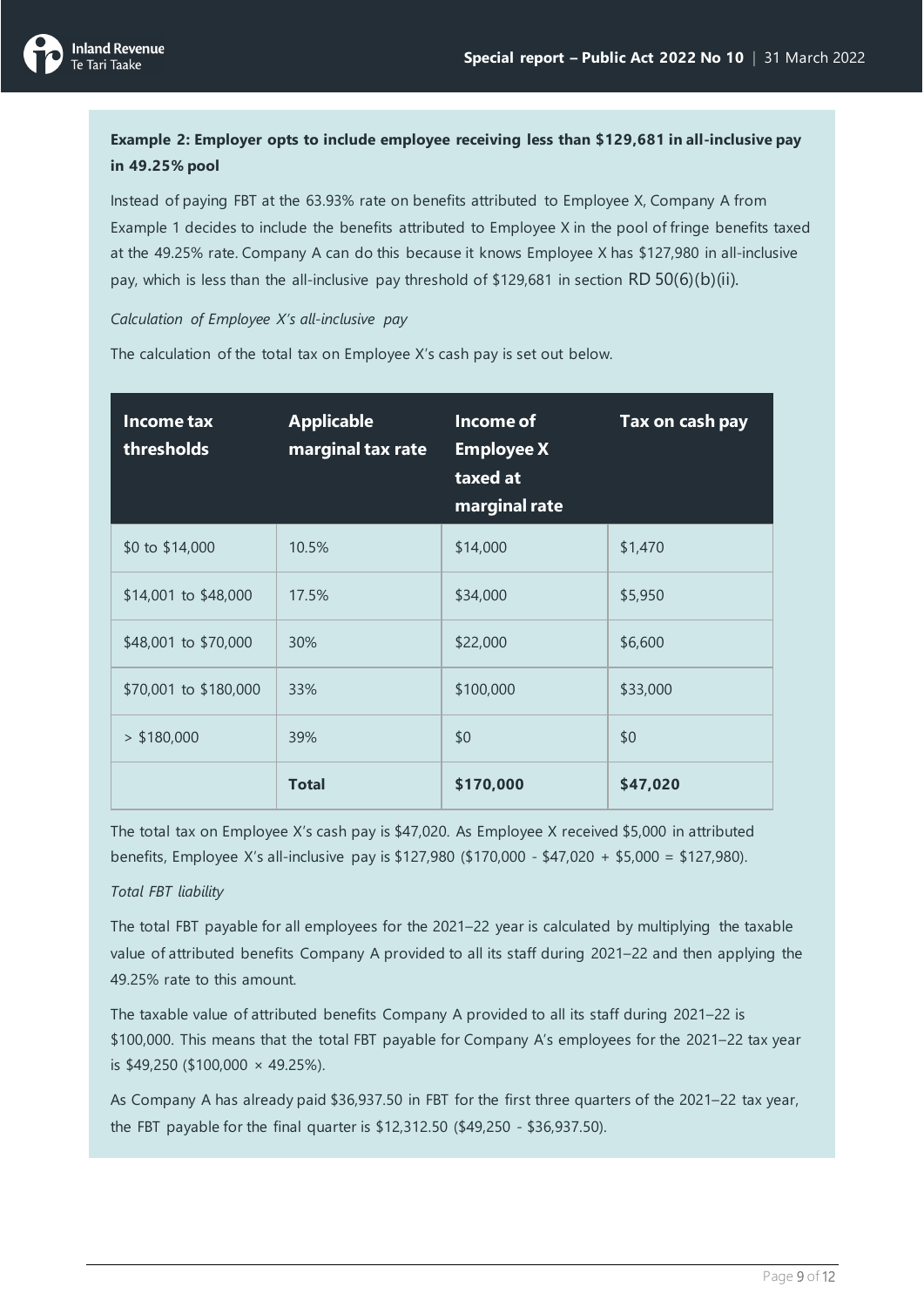**Example 2: Employer opts to include employee receiving less than $129,681 in all-inclusive pay in 49.25% pool**

Instead of paying FBT at the 63.93% rate on benefits attributed to Employee X, Company A from Example 1 decides to include the benefits attributed to Employee X in the pool of fringe benefits taxed at the 49.25% rate. Company A can do this because it knows Employee X has $127,980 in all-inclusive pay, which is less than the all-inclusive pay threshold of $129,681 in section RD 50(6)(b)(ii).

*Calculation of Employee X's all-inclusive pay*

The calculation of the total tax on Employee X's cash pay is set out below.

| Income tax thresholds | Applicable marginal tax rate | Income of Employee X taxed at marginal rate | Tax on cash pay |
|---|---|---|---|
| $0 to $14,000 | 10.5% | $14,000 | $1,470 |
| $14,001 to $48,000 | 17.5% | $34,000 | $5,950 |
| $48,001 to $70,000 | 30% | $22,000 | $6,600 |
| $70,001 to $180,000 | 33% | $100,000 | $33,000 |
| > $180,000 | 39% | $0 | $0 |
| | **Total** | **$170,000** | **$47,020** |

The total tax on Employee X's cash pay is $47,020. As Employee X received $5,000 in attributed benefits, Employee X's all-inclusive pay is $127,980 ($170,000 - $47,020 + $5,000 = $127,980).

*Total FBT liability*

The total FBT payable for all employees for the 2021–22 year is calculated by multiplying the taxable value of attributed benefits Company A provided to all its staff during 2021–22 and then applying the 49.25% rate to this amount.

The taxable value of attributed benefits Company A provided to all its staff during 2021–22 is $100,000. This means that the total FBT payable for Company A's employees for the 2021–22 tax year is $49,250 ($100,000 × 49.25%).

As Company A has already paid $36,937.50 in FBT for the first three quarters of the 2021–22 tax year, the FBT payable for the final quarter is $12,312.50 ($49,250 - $36,937.50).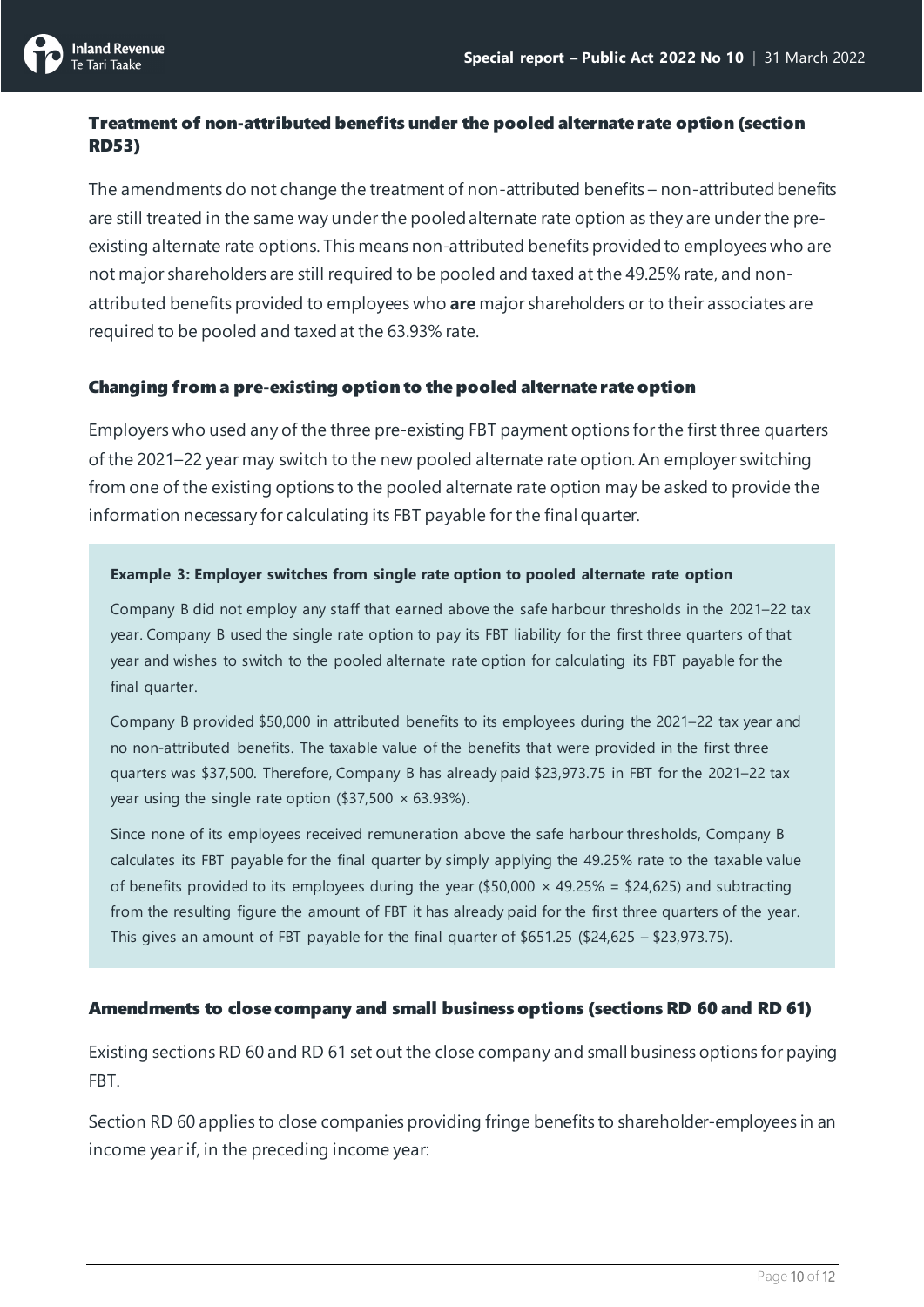### Treatment of non-attributed benefits under the pooled alternate rate option (section RD53)

The amendments do not change the treatment of non-attributed benefits – non-attributed benefits are still treated in the same way under the pooled alternate rate option as they are under the pre-existing alternate rate options. This means non-attributed benefits provided to employees who are not major shareholders are still required to be pooled and taxed at the 49.25% rate, and non-attributed benefits provided to employees who **are** major shareholders or to their associates are required to be pooled and taxed at the 63.93% rate.

### Changing from a pre-existing option to the pooled alternate rate option

Employers who used any of the three pre-existing FBT payment options for the first three quarters of the 2021–22 year may switch to the new pooled alternate rate option. An employer switching from one of the existing options to the pooled alternate rate option may be asked to provide the information necessary for calculating its FBT payable for the final quarter.

> **Example 3: Employer switches from single rate option to pooled alternate rate option**
>
> Company B did not employ any staff that earned above the safe harbour thresholds in the 2021–22 tax year. Company B used the single rate option to pay its FBT liability for the first three quarters of that year and wishes to switch to the pooled alternate rate option for calculating its FBT payable for the final quarter.
>
> Company B provided $50,000 in attributed benefits to its employees during the 2021–22 tax year and no non-attributed benefits. The taxable value of the benefits that were provided in the first three quarters was $37,500. Therefore, Company B has already paid $23,973.75 in FBT for the 2021–22 tax year using the single rate option ($37,500 × 63.93%).
>
> Since none of its employees received remuneration above the safe harbour thresholds, Company B calculates its FBT payable for the final quarter by simply applying the 49.25% rate to the taxable value of benefits provided to its employees during the year ($50,000 × 49.25% = $24,625) and subtracting from the resulting figure the amount of FBT it has already paid for the first three quarters of the year. This gives an amount of FBT payable for the final quarter of $651.25 ($24,625 – $23,973.75).

### Amendments to close company and small business options (sections RD 60 and RD 61)

Existing sections RD 60 and RD 61 set out the close company and small business options for paying FBT.

Section RD 60 applies to close companies providing fringe benefits to shareholder-employees in an income year if, in the preceding income year: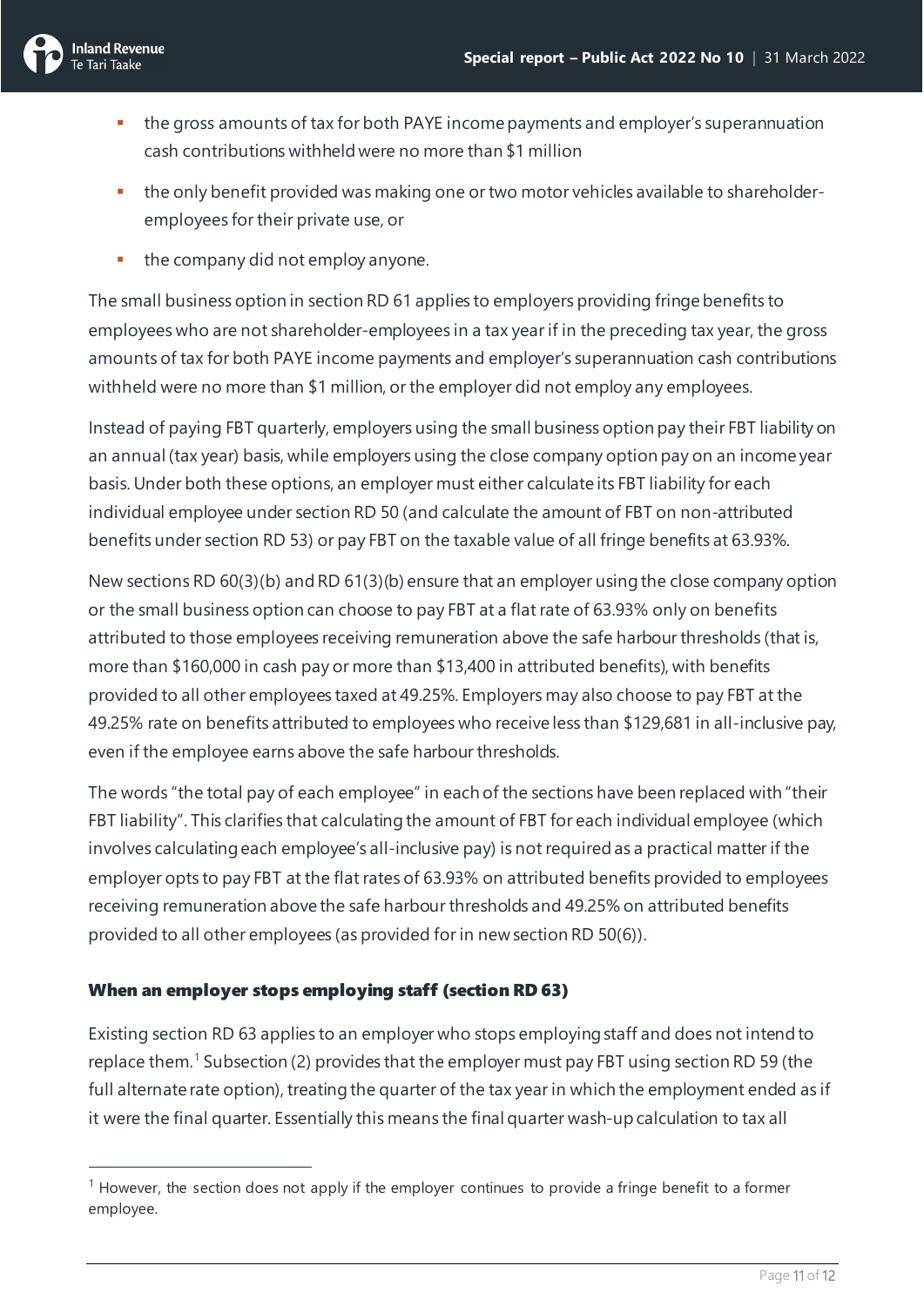- the gross amounts of tax for both PAYE income payments and employer's superannuation cash contributions withheld were no more than $1 million
- the only benefit provided was making one or two motor vehicles available to shareholder-employees for their private use, or
- the company did not employ anyone.

The small business option in section RD 61 applies to employers providing fringe benefits to employees who are not shareholder-employees in a tax year if in the preceding tax year, the gross amounts of tax for both PAYE income payments and employer's superannuation cash contributions withheld were no more than $1 million, or the employer did not employ any employees.

Instead of paying FBT quarterly, employers using the small business option pay their FBT liability on an annual (tax year) basis, while employers using the close company option pay on an income year basis. Under both these options, an employer must either calculate its FBT liability for each individual employee under section RD 50 (and calculate the amount of FBT on non-attributed benefits under section RD 53) or pay FBT on the taxable value of all fringe benefits at 63.93%.

New sections RD 60(3)(b) and RD 61(3)(b) ensure that an employer using the close company option or the small business option can choose to pay FBT at a flat rate of 63.93% only on benefits attributed to those employees receiving remuneration above the safe harbour thresholds (that is, more than $160,000 in cash pay or more than $13,400 in attributed benefits), with benefits provided to all other employees taxed at 49.25%. Employers may also choose to pay FBT at the 49.25% rate on benefits attributed to employees who receive less than $129,681 in all-inclusive pay, even if the employee earns above the safe harbour thresholds.

The words "the total pay of each employee" in each of the sections have been replaced with "their FBT liability". This clarifies that calculating the amount of FBT for each individual employee (which involves calculating each employee's all-inclusive pay) is not required as a practical matter if the employer opts to pay FBT at the flat rates of 63.93% on attributed benefits provided to employees receiving remuneration above the safe harbour thresholds and 49.25% on attributed benefits provided to all other employees (as provided for in new section RD 50(6)).

### When an employer stops employing staff (section RD 63)

Existing section RD 63 applies to an employer who stops employing staff and does not intend to replace them.[1] Subsection (2) provides that the employer must pay FBT using section RD 59 (the full alternate rate option), treating the quarter of the tax year in which the employment ended as if it were the final quarter. Essentially this means the final quarter wash-up calculation to tax all

---

[1] However, the section does not apply if the employer continues to provide a fringe benefit to a former employee.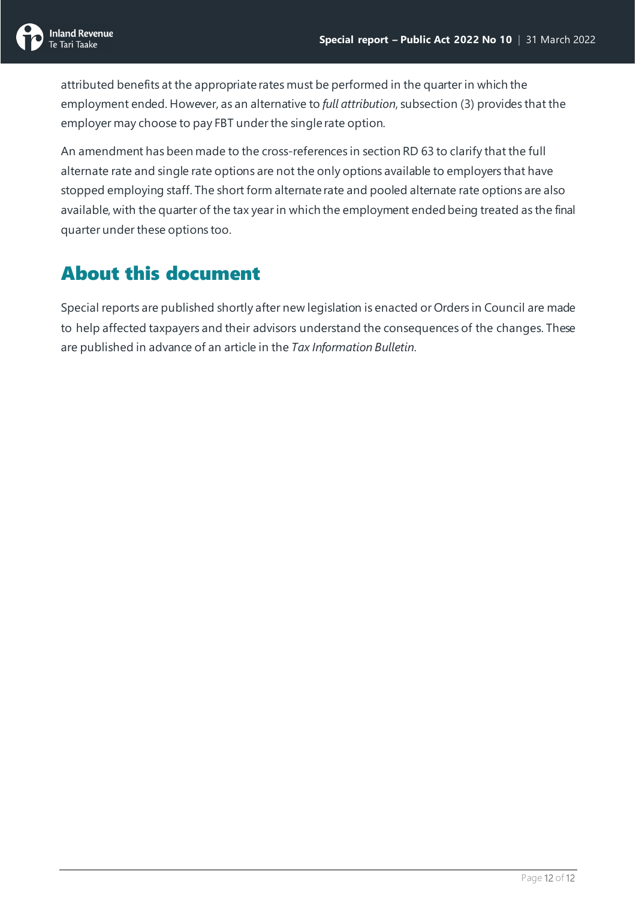attributed benefits at the appropriate rates must be performed in the quarter in which the employment ended. However, as an alternative to *full attribution*, subsection (3) provides that the employer may choose to pay FBT under the single rate option.

An amendment has been made to the cross-references in section RD 63 to clarify that the full alternate rate and single rate options are not the only options available to employers that have stopped employing staff. The short form alternate rate and pooled alternate rate options are also available, with the quarter of the tax year in which the employment ended being treated as the final quarter under these options too.

# About this document

Special reports are published shortly after new legislation is enacted or Orders in Council are made to help affected taxpayers and their advisors understand the consequences of the changes. These are published in advance of an article in the *Tax Information Bulletin*.